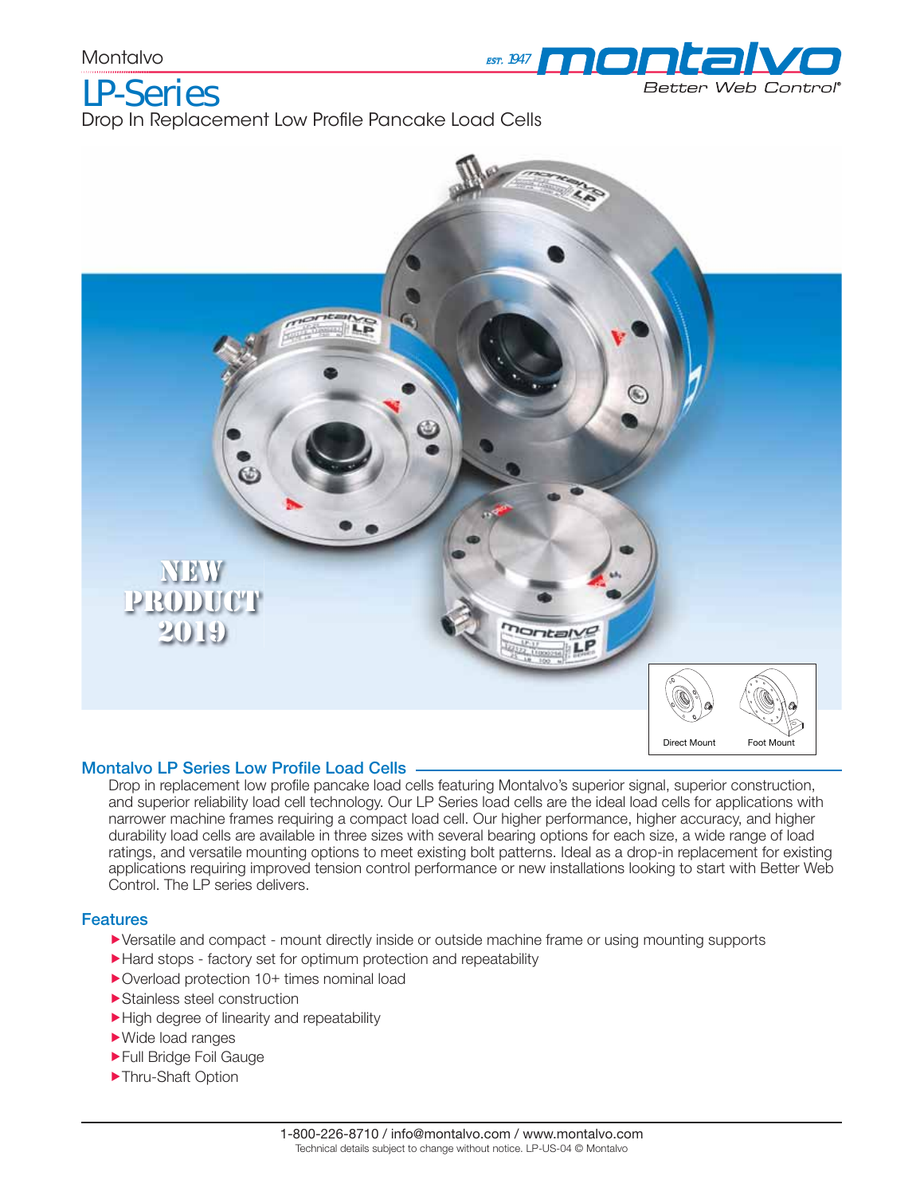Montalvo

# LP-Series

Drop In Replacement Low Profile Pancake Load Cells

NEW PRODUCT 2019

Direct Mount

Foot Mount

## Montalvo LP Series Low Profile Load Cells

Drop in replacement low profile pancake load cells featuring Montalvo's superior signal, superior construction, and superior reliability load cell technology. Our LP Series load cells are the ideal load cells for applications with narrower machine frames requiring a compact load cell. Our higher performance, higher accuracy, and higher durability load cells are available in three sizes with several bearing options for each size, a wide range of load ratings, and versatile mounting options to meet existing bolt patterns. Ideal as a drop-in replacement for existing applications requiring improved tension control performance or new installations looking to start with Better Web Control. The LP series delivers.

## Features

- Versatile and compact - mount directly inside or outside machine frame or using mounting supports
- Hard stops - factory set for optimum protection and repeatability
- Overload protection 10+ times nominal load
- Stainless steel construction
- High degree of linearity and repeatability
- Wide load ranges
- Full Bridge Foil Gauge
- Thru-Shaft Option

1-800-226-8710 / info@montalvo.com / www.montalvo.com

Technical details subject to change without notice. LP-US-04 © Montalvo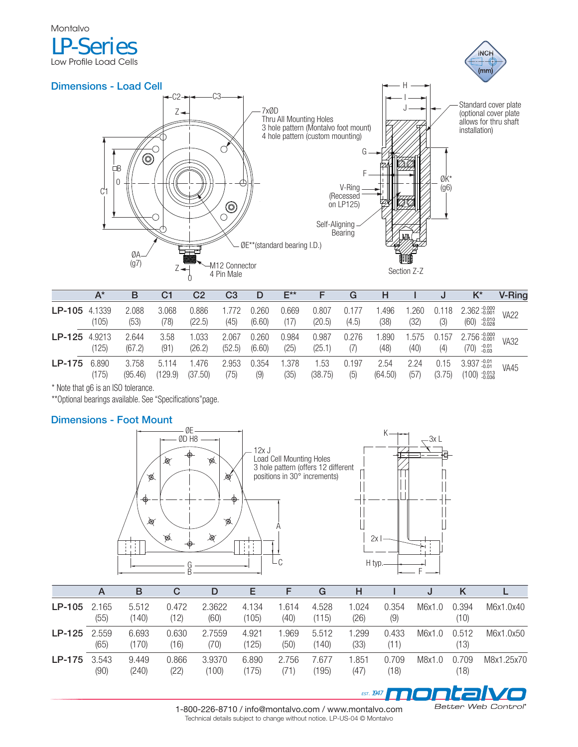Montalvo

# LP-Series

Low Profile Load Cells

## Dimensions - Load Cell

| | A* | B | C1 | C2 | C3 | D | E** | F | G | H | I | J | K* | V-Ring |
|---|---|---|---|---|---|---|---|---|---|---|---|---|---|---|
| **LP-105** | 4.1339 (105) | 2.088 (53) | 3.068 (78) | 0.886 (22.5) | 1.772 (45) | 0.260 (6.60) | 0.669 (17) | 0.807 (20.5) | 0.177 (4.5) | 1.496 (38) | 1.260 (32) | 0.118 (3) | 2.362 -0.000/-0.001 (60) -0.010/-0.028 | VA22 |
| **LP-125** | 4.9213 (125) | 2.644 (67.2) | 3.58 (91) | 1.033 (26.2) | 2.067 (52.5) | 0.260 (6.60) | 0.984 (25) | 0.987 (25.1) | 0.276 (7) | 1.890 (48) | 1.575 (40) | 0.157 (4) | 2.756 -0.000/-0.001 (70) -0.01/-0.03 | VA32 |
| **LP-175** | 6.890 (175) | 3.758 (95.46) | 5.114 (129.9) | 1.476 (37.50) | 2.953 (75) | 0.354 (9) | 1.378 (35) | 1.53 (38.75) | 0.197 (5) | 2.54 (64.50) | 2.24 (57) | 0.15 (3.75) | 3.937 -0.01/-0.01 (100) -0.013/-0.036 | VA45 |

\* Note that g6 is an ISO tolerance.

**Optional bearings available. See "Specifications" page.

## Dimensions - Foot Mount

| | A | B | C | D | E | F | G | H | I | J | K | L |
|---|---|---|---|---|---|---|---|---|---|---|---|---|
| **LP-105** | 2.165 (55) | 5.512 (140) | 0.472 (12) | 2.3622 (60) | 4.134 (105) | 1.614 (40) | 4.528 (115) | 1.024 (26) | 0.354 (9) | M6x1.0 | 0.394 (10) | M6x1.0x40 |
| **LP-125** | 2.559 (65) | 6.693 (170) | 0.630 (16) | 2.7559 (70) | 4.921 (125) | 1.969 (50) | 5.512 (140) | 1.299 (33) | 0.433 (11) | M6x1.0 | 0.512 (13) | M6x1.0x50 |
| **LP-175** | 3.543 (90) | 9.449 (240) | 0.866 (22) | 3.9370 (100) | 6.890 (175) | 2.756 (71) | 7.677 (195) | 1.851 (47) | 0.709 (18) | M8x1.0 | 0.709 (18) | M8x1.25x70 |

1-800-226-8710 / info@montalvo.com / www.montalvo.com

Technical details subject to change without notice. LP-US-04 © Montalvo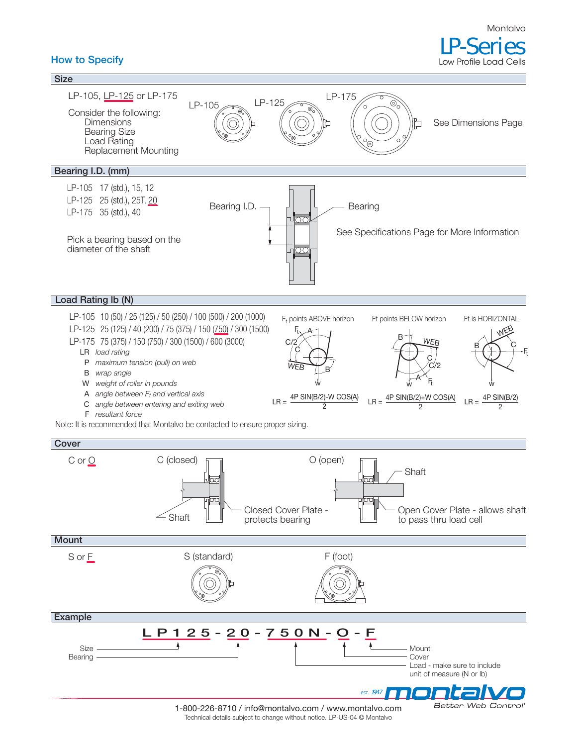Montalvo

# LP-Series

Low Profile Load Cells

## How to Specify

### Size

LP-105, LP-125 or LP-175

Consider the following:
- Dimensions
- Bearing Size
- Load Rating
- Replacement Mounting

LP-105 LP-125 LP-175

See Dimensions Page

### Bearing I.D. (mm)

LP-105 17 (std.), 15, 12
LP-125 25 (std.), 25T, 20
LP-175 35 (std.), 40

Pick a bearing based on the diameter of the shaft

Bearing I.D. — Bearing

See Specifications Page for More Information

### Load Rating lb (N)

LP-105 10 (50) / 25 (125) / 50 (250) / 100 (500) / 200 (1000)
LP-125 25 (125) / 40 (200) / 75 (375) / 150 (750) / 300 (1500)
LP-175 75 (375) / 150 (750) / 300 (1500) / 600 (3000)

- LR *load rating*
- P *maximum tension (pull) on web*
- B *wrap angle*
- W *weight of roller in pounds*
- A *angle between $F_t$ and vertical axis*
- C *angle between entering and exiting web*
- F *resultant force*

$F_t$ points ABOVE horizon:

$$LR = \frac{4P\,SIN(B/2) - W\,COS(A)}{2}$$

Ft points BELOW horizon:

$$LR = \frac{4P\,SIN(B/2) + W\,COS(A)}{2}$$

Ft is HORIZONTAL:

$$LR = \frac{4P\,SIN(B/2)}{2}$$

Note: It is recommended that Montalvo be contacted to ensure proper sizing.

### Cover

C or O

C (closed): Closed Cover Plate - protects bearing

O (open): Open Cover Plate - allows shaft to pass thru load cell

### Mount

S or F

S (standard) F (foot)

### Example

**LP125-20-750N-O-F**

- Size
- Bearing
- Load - make sure to include unit of measure (N or lb)
- Cover
- Mount

montalvo — Better Web Control — EST. 1947

1-800-226-8710 / info@montalvo.com / www.montalvo.com

Technical details subject to change without notice. LP-US-04 © Montalvo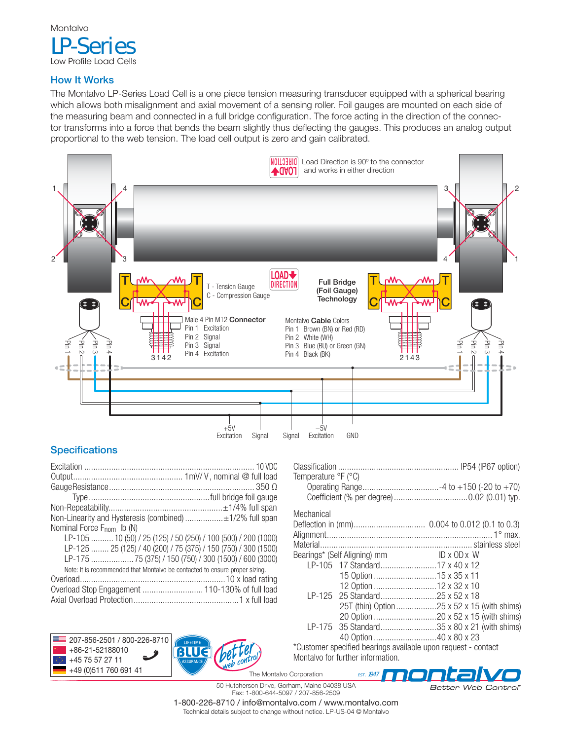Montalvo

# LP-Series

Low Profile Load Cells

## How It Works

The Montalvo LP-Series Load Cell is a one piece tension measuring transducer equipped with a spherical bearing which allows both misalignment and axial movement of a sensing roller. Foil gauges are mounted on each side of the measuring beam and connected in a full bridge configuration. The force acting in the direction of the connector transforms into a force that bends the beam slightly thus deflecting the gauges. This produces an analog output proportional to the web tension. The load cell output is zero and gain calibrated.

LOAD DIRECTION

Load Direction is 90º to the connector and works in either direction

T - Tension Gauge
C - Compression Gauge

Full Bridge (Foil Gauge) Technology

Male 4 Pin M12 **Connector**
Pin 1 Excitation
Pin 2 Signal
Pin 3 Signal
Pin 4 Excitation

Montalvo **Cable** Colors
Pin 1 Brown (BN) or Red (RD)
Pin 2 White (WH)
Pin 3 Blue (BU) or Green (GN)
Pin 4 Black (BK)

3142

2143

+5V Excitation
Signal
Signal
–5V Excitation
GND

## Specifications

Excitation ........ 10 VDC
Output ........ 1mV/ V, nominal @ full load
Gauge Resistance ........ 350 Ω
Type ........ full bridge foil gauge
Non-Repeatability ........ ±1/4% full span
Non-Linearity and Hysteresis (combined) ........ ±1/2% full span
Nominal Force $F_{nom}$ lb (N)
- LP-105 ........ 10 (50) / 25 (125) / 50 (250) / 100 (500) / 200 (1000)
- LP-125 ........ 25 (125) / 40 (200) / 75 (375) / 150 (750) / 300 (1500)
- LP-175 ........ 75 (375) / 150 (750) / 300 (1500) / 600 (3000)

Note: It is recommended that Montalvo be contacted to ensure proper sizing.

Overload ........ 10 x load rating
Overload Stop Engagement ........ 110-130% of full load
Axial Overload Protection ........ 1 x full load

Classification ........ IP54 (IP67 option)
Temperature °F (°C)
- Operating Range ........ -4 to +150 (-20 to +70)
- Coefficient (% per degree) ........ 0.02 (0.01) typ.

Mechanical
Deflection in (mm) ........ 0.004 to 0.012 (0.1 to 0.3)
Alignment ........ 1° max.
Material ........ stainless steel
Bearings* (Self Aligning) mm — ID x OD x W
- LP-105
  - 17 Standard ........ 17 x 40 x 12
  - 15 Option ........ 15 x 35 x 11
  - 12 Option ........ 12 x 32 x 10
- LP-125
  - 25 Standard ........ 25 x 52 x 18
  - 25T (thin) Option ........ 25 x 52 x 15 (with shims)
  - 20 Option ........ 20 x 52 x 15 (with shims)
- LP-175
  - 35 Standard ........ 35 x 80 x 21 (with shims)
  - 40 Option ........ 40 x 80 x 23

*Customer specified bearings available upon request - contact Montalvo for further information.

207-856-2501 / 800-226-8710
+86-21-52188010
+45 75 57 27 11
+49 (0)511 760 691 41

The Montalvo Corporation
50 Hutcherson Drive, Gorham, Maine 04038 USA
Fax: 1-800-644-5097 / 207-856-2509
1-800-226-8710 / info@montalvo.com / www.montalvo.com
Technical details subject to change without notice. LP-US-04 © Montalvo